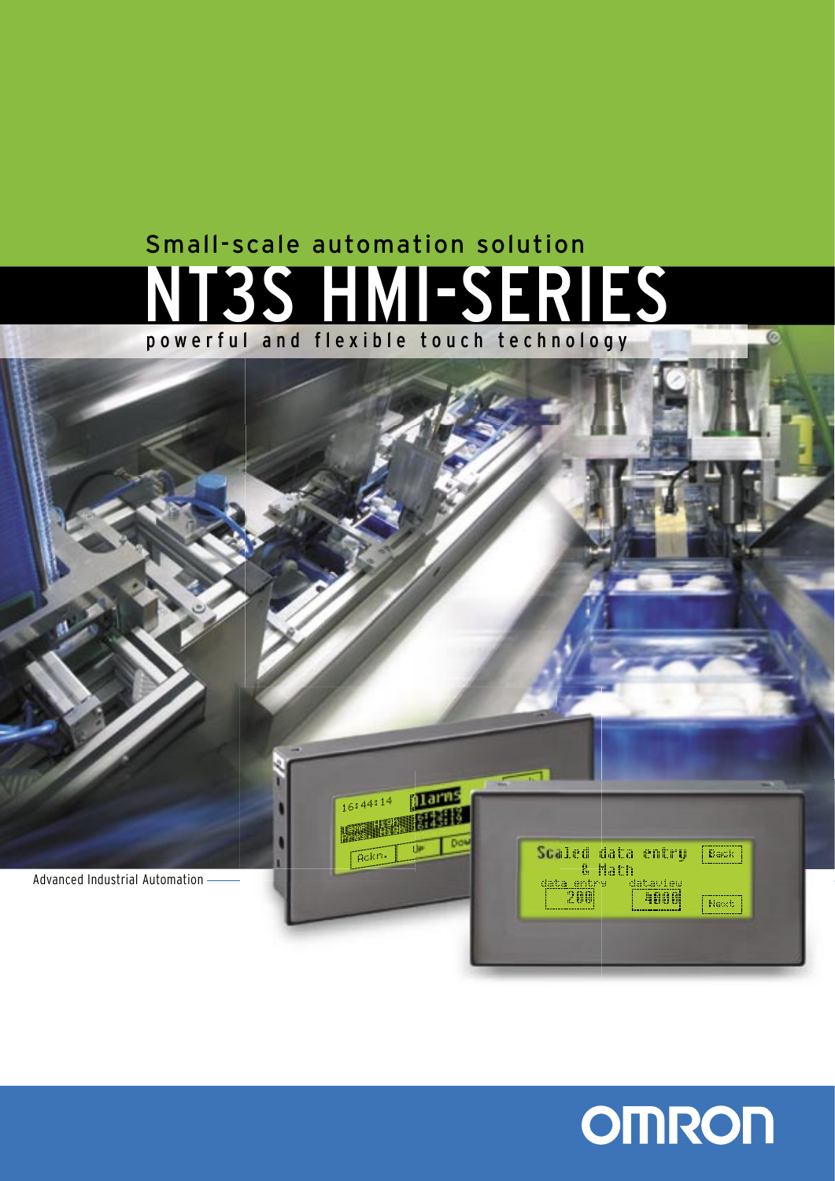Small-scale automation solution

# NT3S HMI-SERIES

powerful and flexible touch technology

Advanced Industrial Automation

OMRON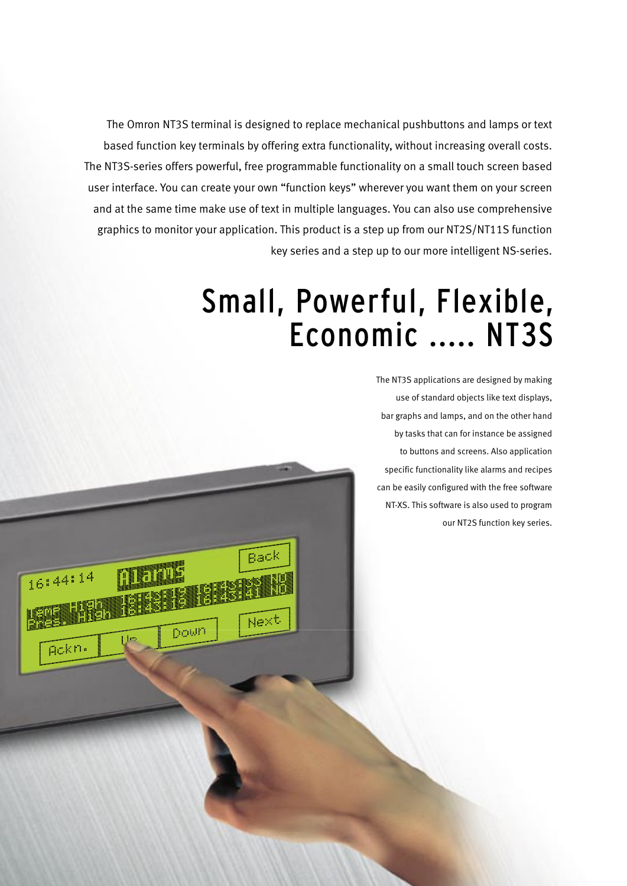The Omron NT3S terminal is designed to replace mechanical pushbuttons and lamps or text based function key terminals by offering extra functionality, without increasing overall costs. The NT3S-series offers powerful, free programmable functionality on a small touch screen based user interface. You can create your own "function keys" wherever you want them on your screen and at the same time make use of text in multiple languages. You can also use comprehensive graphics to monitor your application. This product is a step up from our NT2S/NT11S function key series and a step up to our more intelligent NS-series.

# Small, Powerful, Flexible, Economic ..... NT3S

The NT3S applications are designed by making use of standard objects like text displays, bar graphs and lamps, and on the other hand by tasks that can for instance be assigned to buttons and screens. Also application specific functionality like alarms and recipes can be easily configured with the free software NT-XS. This software is also used to program our NT2S function key series.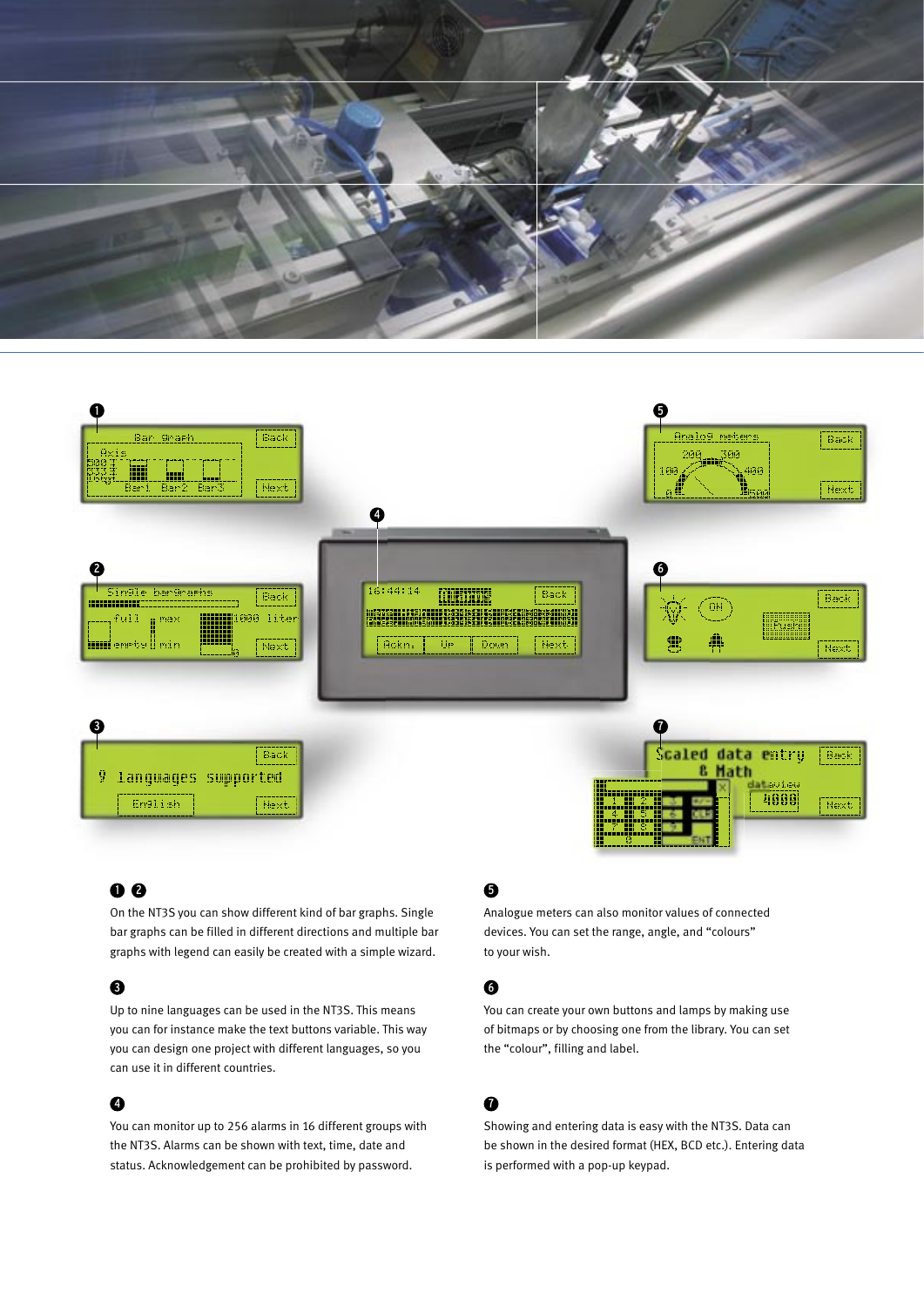**❶ ❷**

On the NT3S you can show different kind of bar graphs. Single bar graphs can be filled in different directions and multiple bar graphs with legend can easily be created with a simple wizard.

**❸**

Up to nine languages can be used in the NT3S. This means you can for instance make the text buttons variable. This way you can design one project with different languages, so you can use it in different countries.

**❹**

You can monitor up to 256 alarms in 16 different groups with the NT3S. Alarms can be shown with text, time, date and status. Acknowledgement can be prohibited by password.

**❺**

Analogue meters can also monitor values of connected devices. You can set the range, angle, and "colours" to your wish.

**❻**

You can create your own buttons and lamps by making use of bitmaps or by choosing one from the library. You can set the "colour", filling and label.

**❼**

Showing and entering data is easy with the NT3S. Data can be shown in the desired format (HEX, BCD etc.). Entering data is performed with a pop-up keypad.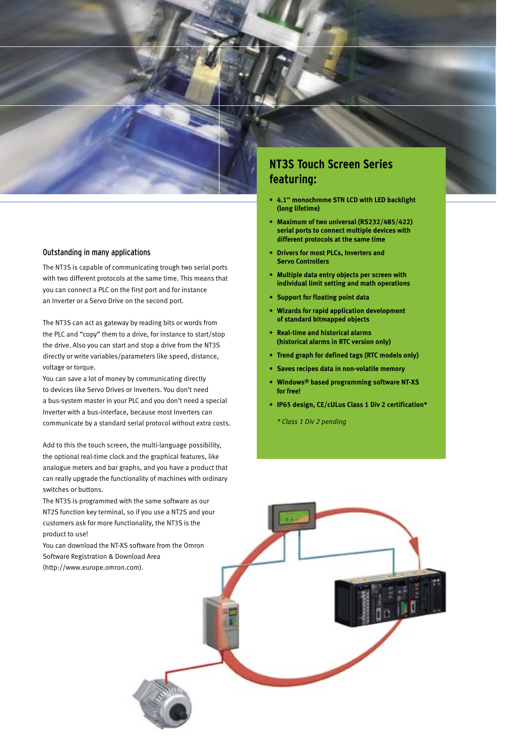## Outstanding in many applications

The NT3S is capable of communicating trough two serial ports with two different protocols at the same time. This means that you can connect a PLC on the first port and for instance an Inverter or a Servo Drive on the second port.

The NT3S can act as gateway by reading bits or words from the PLC and "copy" them to a drive, for instance to start/stop the drive. Also you can start and stop a drive from the NT3S directly or write variables/parameters like speed, distance, voltage or torque.
You can save a lot of money by communicating directly to devices like Servo Drives or Inverters. You don't need a bus-system master in your PLC and you don't need a special Inverter with a bus-interface, because most Inverters can communicate by a standard serial protocol without extra costs.

Add to this the touch screen, the multi-language possibility, the optional real-time clock and the graphical features, like analogue meters and bar graphs, and you have a product that can really upgrade the functionality of machines with ordinary switches or buttons.
The NT3S is programmed with the same software as our NT2S function key terminal, so if you use a NT2S and your customers ask for more functionality, the NT3S is the product to use!
You can download the NT-XS software from the Omron Software Registration & Download Area (http://www.europe.omron.com).

## NT3S Touch Screen Series featuring:

- **4.1" monochrome STN LCD with LED backlight (long lifetime)**
- **Maximum of two universal (RS232/485/422) serial ports to connect multiple devices with different protocols at the same time**
- **Drivers for most PLCs, Inverters and Servo Controllers**
- **Multiple data entry objects per screen with individual limit setting and math operations**
- **Support for floating point data**
- **Wizards for rapid application development of standard bitmapped objects**
- **Real-time and historical alarms (historical alarms in RTC version only)**
- **Trend graph for defined tags (RTC models only)**
- **Saves recipes data in non-volatile memory**
- **Windows® based programming software NT-XS for free!**
- **IP65 design, CE/cULus Class 1 Div 2 certification***

*\* Class 1 Div 2 pending*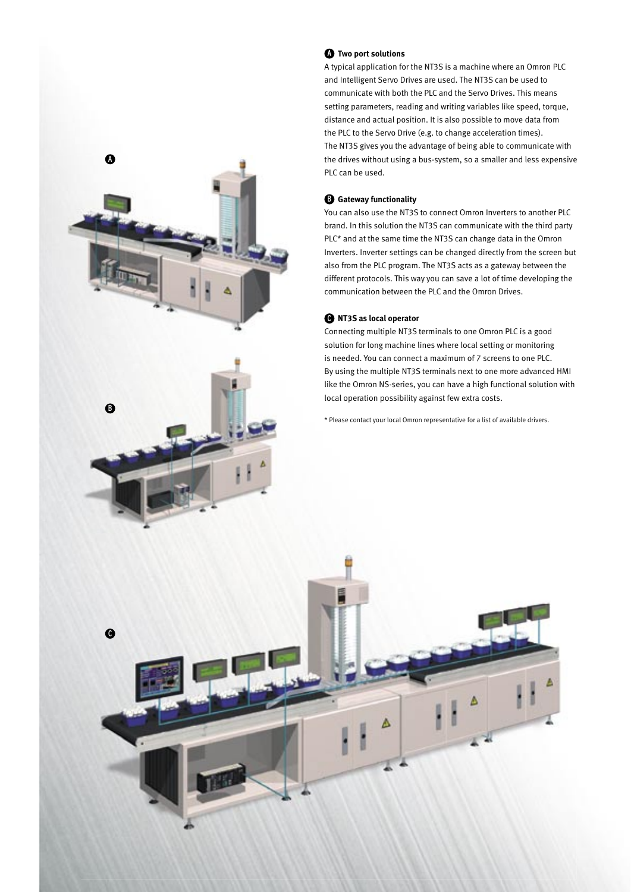### A Two port solutions

A typical application for the NT3S is a machine where an Omron PLC and Intelligent Servo Drives are used. The NT3S can be used to communicate with both the PLC and the Servo Drives. This means setting parameters, reading and writing variables like speed, torque, distance and actual position. It is also possible to move data from the PLC to the Servo Drive (e.g. to change acceleration times). The NT3S gives you the advantage of being able to communicate with the drives without using a bus-system, so a smaller and less expensive PLC can be used.

### B Gateway functionality

You can also use the NT3S to connect Omron Inverters to another PLC brand. In this solution the NT3S can communicate with the third party PLC* and at the same time the NT3S can change data in the Omron Inverters. Inverter settings can be changed directly from the screen but also from the PLC program. The NT3S acts as a gateway between the different protocols. This way you can save a lot of time developing the communication between the PLC and the Omron Drives.

### C NT3S as local operator

Connecting multiple NT3S terminals to one Omron PLC is a good solution for long machine lines where local setting or monitoring is needed. You can connect a maximum of 7 screens to one PLC. By using the multiple NT3S terminals next to one more advanced HMI like the Omron NS-series, you can have a high functional solution with local operation possibility against few extra costs.

\* Please contact your local Omron representative for a list of available drivers.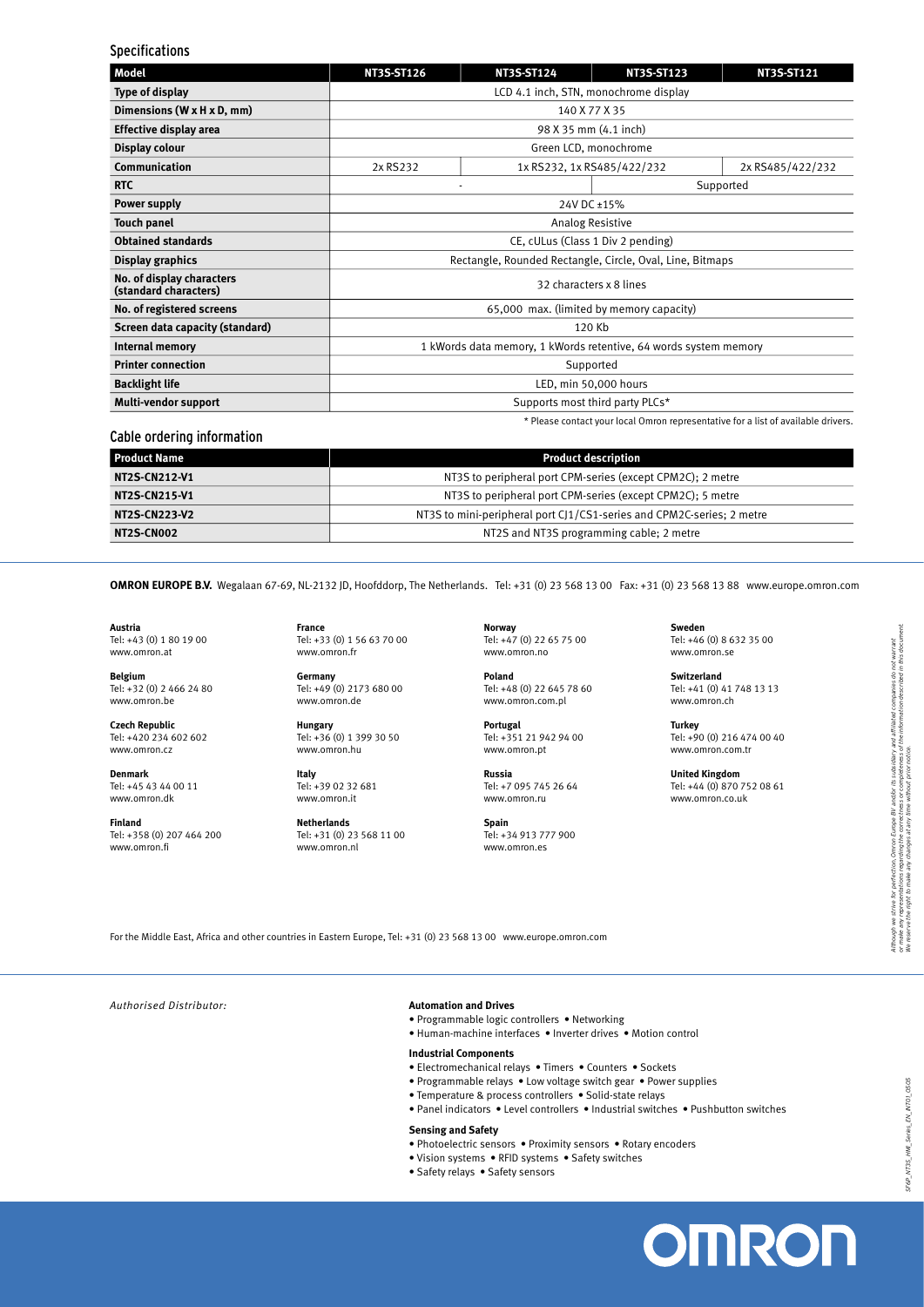## Specifications

| Model | NT3S-ST126 | NT3S-ST124 | NT3S-ST123 | NT3S-ST121 |
|---|---|---|---|---|
| Type of display | LCD 4.1 inch, STN, monochrome display | | | |
| Dimensions (W x H x D, mm) | 140 X 77 X 35 | | | |
| Effective display area | 98 X 35 mm (4.1 inch) | | | |
| Display colour | Green LCD, monochrome | | | |
| Communication | 2x RS232 | 1x RS232, 1x RS485/422/232 | | 2x RS485/422/232 |
| RTC | - | | Supported | |
| Power supply | 24V DC ±15% | | | |
| Touch panel | Analog Resistive | | | |
| Obtained standards | CE, cULus (Class 1 Div 2 pending) | | | |
| Display graphics | Rectangle, Rounded Rectangle, Circle, Oval, Line, Bitmaps | | | |
| No. of display characters (standard characters) | 32 characters x 8 lines | | | |
| No. of registered screens | 65,000 max. (limited by memory capacity) | | | |
| Screen data capacity (standard) | 120 Kb | | | |
| Internal memory | 1 kWords data memory, 1 kWords retentive, 64 words system memory | | | |
| Printer connection | Supported | | | |
| Backlight life | LED, min 50,000 hours | | | |
| Multi-vendor support | Supports most third party PLCs* | | | |

\* Please contact your local Omron representative for a list of available drivers.

## Cable ordering information

| Product Name | Product description |
|---|---|
| NT2S-CN212-V1 | NT3S to peripheral port CPM-series (except CPM2C); 2 metre |
| NT2S-CN215-V1 | NT3S to peripheral port CPM-series (except CPM2C); 5 metre |
| NT2S-CN223-V2 | NT3S to mini-peripheral port CJ1/CS1-series and CPM2C-series; 2 metre |
| NT2S-CN002 | NT2S and NT3S programming cable; 2 metre |

**OMRON EUROPE B.V.** Wegalaan 67-69, NL-2132 JD, Hoofddorp, The Netherlands. Tel: +31 (0) 23 568 13 00 Fax: +31 (0) 23 568 13 88 www.europe.omron.com

**Austria**
Tel: +43 (0) 1 80 19 00
www.omron.at

**Belgium**
Tel: +32 (0) 2 466 24 80
www.omron.be

**Czech Republic**
Tel: +420 234 602 602
www.omron.cz

**Denmark**
Tel: +45 43 44 00 11
www.omron.dk

**Finland**
Tel: +358 (0) 207 464 200
www.omron.fi

**France**
Tel: +33 (0) 1 56 63 70 00
www.omron.fr

**Germany**
Tel: +49 (0) 2173 680 00
www.omron.de

**Hungary**
Tel: +36 (0) 1 399 30 50
www.omron.hu

**Italy**
Tel: +39 02 32 681
www.omron.it

**Netherlands**
Tel: +31 (0) 23 568 11 00
www.omron.nl

**Norway**
Tel: +47 (0) 22 65 75 00
www.omron.no

**Poland**
Tel: +48 (0) 22 645 78 60
www.omron.com.pl

**Portugal**
Tel: +351 21 942 94 00
www.omron.pt

**Russia**
Tel: +7 095 745 26 64
www.omron.ru

**Spain**
Tel: +34 913 777 900
www.omron.es

**Sweden**
Tel: +46 (0) 8 632 35 00
www.omron.se

**Switzerland**
Tel: +41 (0) 41 748 13 13
www.omron.ch

**Turkey**
Tel: +90 (0) 216 474 00 40
www.omron.com.tr

**United Kingdom**
Tel: +44 (0) 870 752 08 61
www.omron.co.uk

For the Middle East, Africa and other countries in Eastern Europe, Tel: +31 (0) 23 568 13 00 www.europe.omron.com

*Although we strive for perfection, Omron Europe BV and/or its subsidiary and affiliated companies do not warrant or make any representations regarding the correctness or completeness of the information described in this document. We reserve the right to make any changes at any time without prior notice.*

*Authorised Distributor:*

**Automation and Drives**
- Programmable logic controllers • Networking
- Human-machine interfaces • Inverter drives • Motion control

**Industrial Components**
- Electromechanical relays • Timers • Counters • Sockets
- Programmable relays • Low voltage switch gear • Power supplies
- Temperature & process controllers • Solid-state relays
- Panel indicators • Level controllers • Industrial switches • Pushbutton switches

**Sensing and Safety**
- Photoelectric sensors • Proximity sensors • Rotary encoders
- Vision systems • RFID systems • Safety switches
- Safety relays • Safety sensors

SFAP_NT3S_HMI_Series_EN_INT01_05/05

OMRON